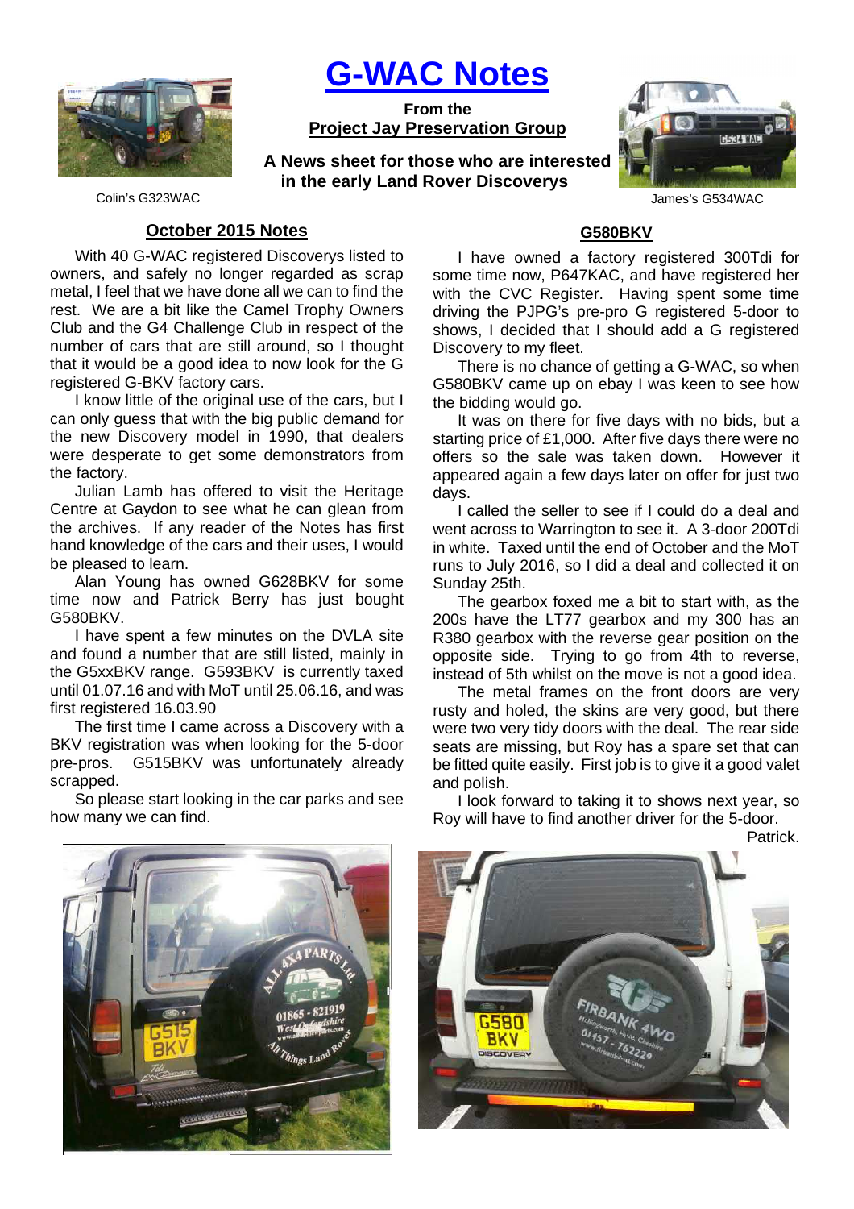# G-WAC Notes

**From the**
**Project Jay Preservation Group**

**A News sheet for those who are interested in the early Land Rover Discoverys**

Colin's G323WAC

James's G534WAC

## October 2015 Notes

With 40 G-WAC registered Discoverys listed to owners, and safely no longer regarded as scrap metal, I feel that we have done all we can to find the rest. We are a bit like the Camel Trophy Owners Club and the G4 Challenge Club in respect of the number of cars that are still around, so I thought that it would be a good idea to now look for the G registered G-BKV factory cars.

I know little of the original use of the cars, but I can only guess that with the big public demand for the new Discovery model in 1990, that dealers were desperate to get some demonstrators from the factory.

Julian Lamb has offered to visit the Heritage Centre at Gaydon to see what he can glean from the archives. If any reader of the Notes has first hand knowledge of the cars and their uses, I would be pleased to learn.

Alan Young has owned G628BKV for some time now and Patrick Berry has just bought G580BKV.

I have spent a few minutes on the DVLA site and found a number that are still listed, mainly in the G5xxBKV range. G593BKV is currently taxed until 01.07.16 and with MoT until 25.06.16, and was first registered 16.03.90

The first time I came across a Discovery with a BKV registration was when looking for the 5-door pre-pros. G515BKV was unfortunately already scrapped.

So please start looking in the car parks and see how many we can find.

## G580BKV

I have owned a factory registered 300Tdi for some time now, P647KAC, and have registered her with the CVC Register. Having spent some time driving the PJPG's pre-pro G registered 5-door to shows, I decided that I should add a G registered Discovery to my fleet.

There is no chance of getting a G-WAC, so when G580BKV came up on ebay I was keen to see how the bidding would go.

It was on there for five days with no bids, but a starting price of £1,000. After five days there were no offers so the sale was taken down. However it appeared again a few days later on offer for just two days.

I called the seller to see if I could do a deal and went across to Warrington to see it. A 3-door 200Tdi in white. Taxed until the end of October and the MoT runs to July 2016, so I did a deal and collected it on Sunday 25th.

The gearbox foxed me a bit to start with, as the 200s have the LT77 gearbox and my 300 has an R380 gearbox with the reverse gear position on the opposite side. Trying to go from 4th to reverse, instead of 5th whilst on the move is not a good idea.

The metal frames on the front doors are very rusty and holed, the skins are very good, but there were two very tidy doors with the deal. The rear side seats are missing, but Roy has a spare set that can be fitted quite easily. First job is to give it a good valet and polish.

I look forward to taking it to shows next year, so Roy will have to find another driver for the 5-door.

Patrick.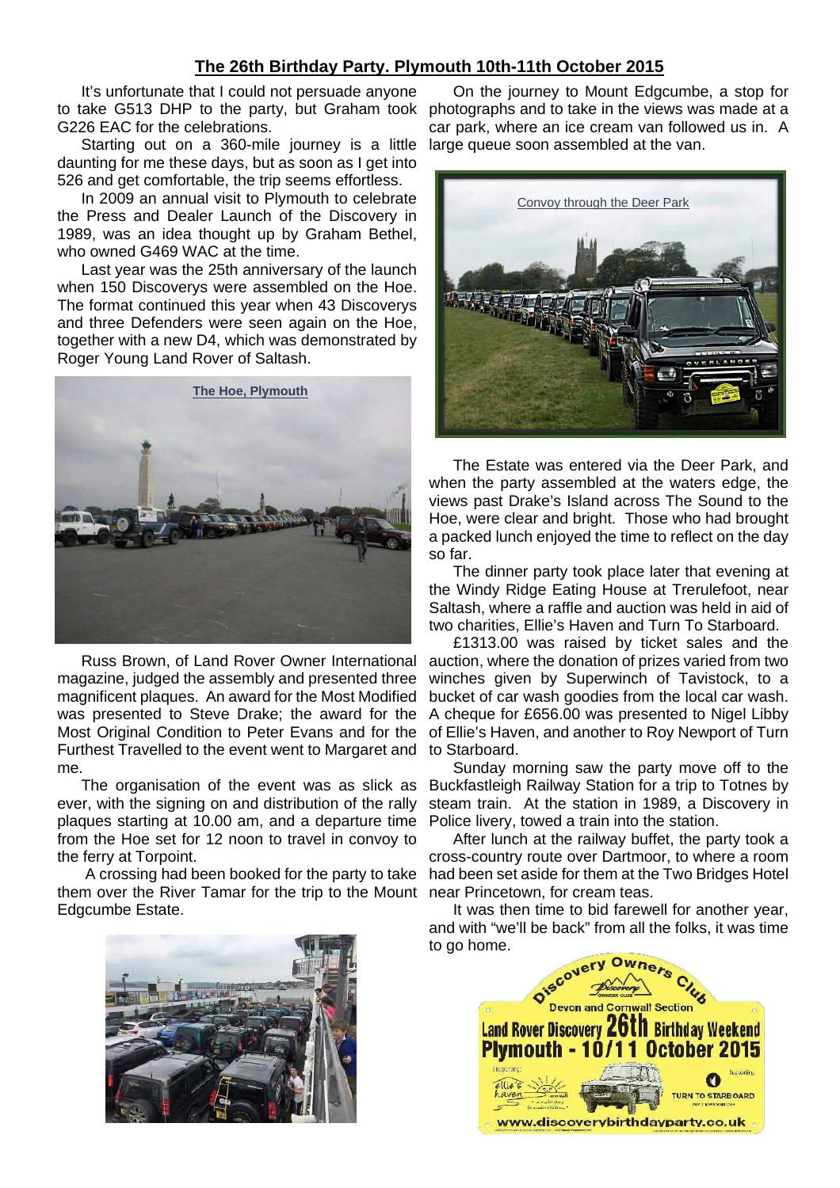## The 26th Birthday Party. Plymouth 10th-11th October 2015

It's unfortunate that I could not persuade anyone to take G513 DHP to the party, but Graham took G226 EAC for the celebrations.

Starting out on a 360-mile journey is a little daunting for me these days, but as soon as I get into 526 and get comfortable, the trip seems effortless.

In 2009 an annual visit to Plymouth to celebrate the Press and Dealer Launch of the Discovery in 1989, was an idea thought up by Graham Bethel, who owned G469 WAC at the time.

Last year was the 25th anniversary of the launch when 150 Discoverys were assembled on the Hoe. The format continued this year when 43 Discoverys and three Defenders were seen again on the Hoe, together with a new D4, which was demonstrated by Roger Young Land Rover of Saltash.

The Hoe, Plymouth

Russ Brown, of Land Rover Owner International magazine, judged the assembly and presented three magnificent plaques. An award for the Most Modified was presented to Steve Drake; the award for the Most Original Condition to Peter Evans and for the Furthest Travelled to the event went to Margaret and me.

The organisation of the event was as slick as ever, with the signing on and distribution of the rally plaques starting at 10.00 am, and a departure time from the Hoe set for 12 noon to travel in convoy to the ferry at Torpoint.

A crossing had been booked for the party to take them over the River Tamar for the trip to the Mount Edgcumbe Estate.

On the journey to Mount Edgcumbe, a stop for photographs and to take in the views was made at a car park, where an ice cream van followed us in. A large queue soon assembled at the van.

Convoy through the Deer Park

The Estate was entered via the Deer Park, and when the party assembled at the waters edge, the views past Drake's Island across The Sound to the Hoe, were clear and bright. Those who had brought a packed lunch enjoyed the time to reflect on the day so far.

The dinner party took place later that evening at the Windy Ridge Eating House at Trerulefoot, near Saltash, where a raffle and auction was held in aid of two charities, Ellie's Haven and Turn To Starboard.

£1313.00 was raised by ticket sales and the auction, where the donation of prizes varied from two winches given by Superwinch of Tavistock, to a bucket of car wash goodies from the local car wash. A cheque for £656.00 was presented to Nigel Libby of Ellie's Haven, and another to Roy Newport of Turn to Starboard.

Sunday morning saw the party move off to the Buckfastleigh Railway Station for a trip to Totnes by steam train. At the station in 1989, a Discovery in Police livery, towed a train into the station.

After lunch at the railway buffet, the party took a cross-country route over Dartmoor, to where a room had been set aside for them at the Two Bridges Hotel near Princetown, for cream teas.

It was then time to bid farewell for another year, and with "we'll be back" from all the folks, it was time to go home.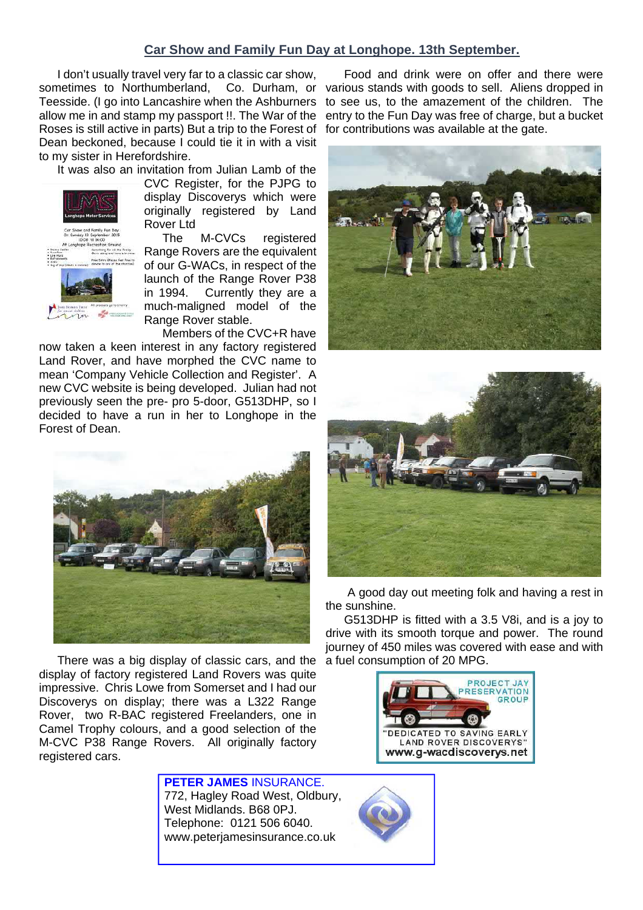## Car Show and Family Fun Day at Longhope. 13th September.

I don't usually travel very far to a classic car show, sometimes to Northumberland, Co. Durham, or Teesside. (I go into Lancashire when the Ashburners allow me in and stamp my passport !!. The War of the Roses is still active in parts) But a trip to the Forest of Dean beckoned, because I could tie it in with a visit to my sister in Herefordshire.

It was also an invitation from Julian Lamb of the CVC Register, for the PJPG to display Discoverys which were originally registered by Land Rover Ltd

The M-CVCs registered Range Rovers are the equivalent of our G-WACs, in respect of the launch of the Range Rover P38 in 1994. Currently they are a much-maligned model of the Range Rover stable.

Members of the CVC+R have now taken a keen interest in any factory registered Land Rover, and have morphed the CVC name to mean 'Company Vehicle Collection and Register'. A new CVC website is being developed. Julian had not previously seen the pre- pro 5-door, G513DHP, so I decided to have a run in her to Longhope in the Forest of Dean.

There was a big display of classic cars, and the display of factory registered Land Rovers was quite impressive. Chris Lowe from Somerset and I had our Discoverys on display; there was a L322 Range Rover, two R-BAC registered Freelanders, one in Camel Trophy colours, and a good selection of the M-CVC P38 Range Rovers. All originally factory registered cars.

Food and drink were on offer and there were various stands with goods to sell. Aliens dropped in to see us, to the amazement of the children. The entry to the Fun Day was free of charge, but a bucket for contributions was available at the gate.

A good day out meeting folk and having a rest in the sunshine.

G513DHP is fitted with a 3.5 V8i, and is a joy to drive with its smooth torque and power. The round journey of 450 miles was covered with ease and with a fuel consumption of 20 MPG.

PROJECT JAY PRESERVATION GROUP
"DEDICATED TO SAVING EARLY LAND ROVER DISCOVERYS"
www.g-wacdiscoverys.net

**PETER JAMES** INSURANCE.
772, Hagley Road West, Oldbury,
West Midlands. B68 0PJ.
Telephone: 0121 506 6040.
www.peterjamesinsurance.co.uk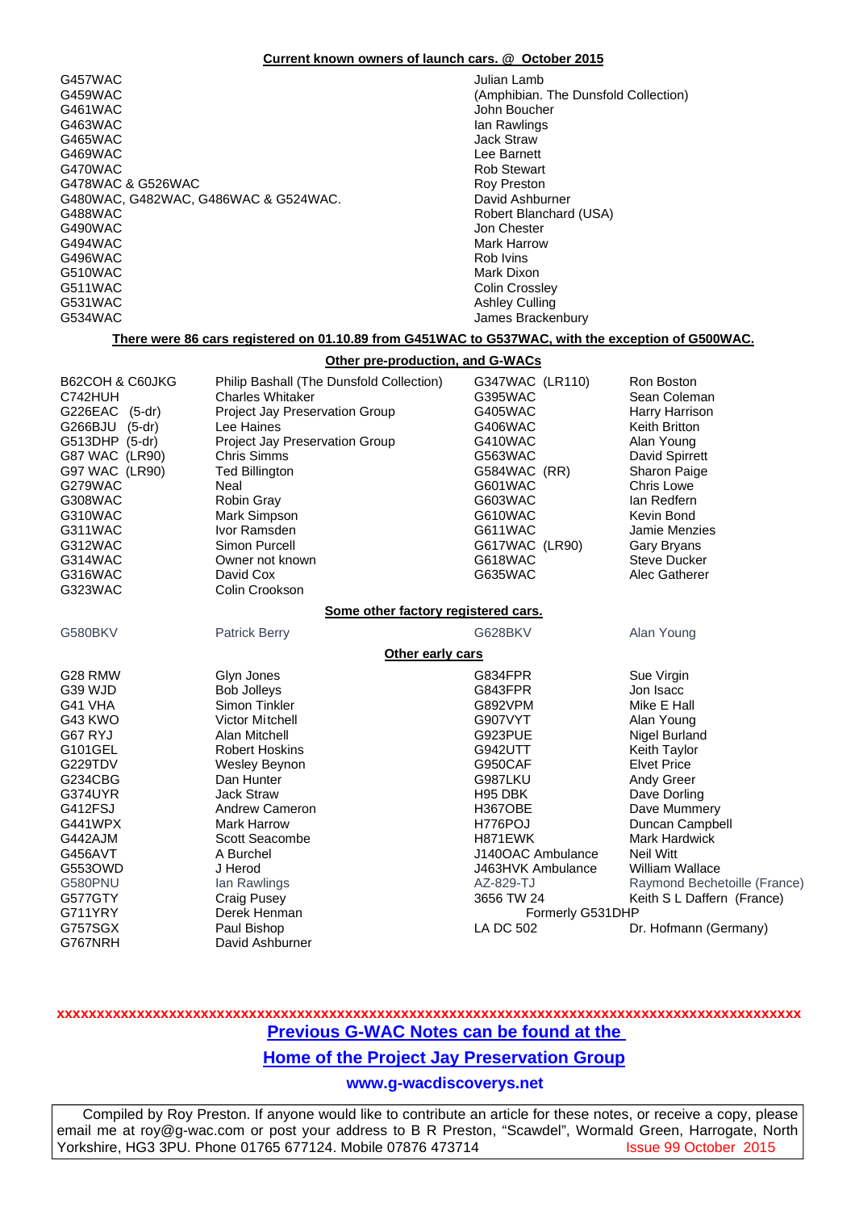**Current known owners of launch cars. @ October 2015**

| | |
|---|---|
| G457WAC | Julian Lamb |
| G459WAC | (Amphibian. The Dunsfold Collection) |
| G461WAC | John Boucher |
| G463WAC | Ian Rawlings |
| G465WAC | Jack Straw |
| G469WAC | Lee Barnett |
| G470WAC | Rob Stewart |
| G478WAC & G526WAC | Roy Preston |
| G480WAC, G482WAC, G486WAC & G524WAC. | David Ashburner |
| G488WAC | Robert Blanchard (USA) |
| G490WAC | Jon Chester |
| G494WAC | Mark Harrow |
| G496WAC | Rob Ivins |
| G510WAC | Mark Dixon |
| G511WAC | Colin Crossley |
| G531WAC | Ashley Culling |
| G534WAC | James Brackenbury |

**There were 86 cars registered on 01.10.89 from G451WAC to G537WAC, with the exception of G500WAC.**

**Other pre-production, and G-WACs**

| | | | |
|---|---|---|---|
| B62COH & C60JKG | Philip Bashall (The Dunsfold Collection) | G347WAC (LR110) | Ron Boston |
| C742HUH | Charles Whitaker | G395WAC | Sean Coleman |
| G226EAC (5-dr) | Project Jay Preservation Group | G405WAC | Harry Harrison |
| G266BJU (5-dr) | Lee Haines | G406WAC | Keith Britton |
| G513DHP (5-dr) | Project Jay Preservation Group | G410WAC | Alan Young |
| G87 WAC (LR90) | Chris Simms | G563WAC | David Spirrett |
| G97 WAC (LR90) | Ted Billington | G584WAC (RR) | Sharon Paige |
| G279WAC | Neal | G601WAC | Chris Lowe |
| G308WAC | Robin Gray | G603WAC | Ian Redfern |
| G310WAC | Mark Simpson | G610WAC | Kevin Bond |
| G311WAC | Ivor Ramsden | G611WAC | Jamie Menzies |
| G312WAC | Simon Purcell | G617WAC (LR90) | Gary Bryans |
| G314WAC | Owner not known | G618WAC | Steve Ducker |
| G316WAC | David Cox | G635WAC | Alec Gatherer |
| G323WAC | Colin Crookson | | |

**Some other factory registered cars.**

| | | | |
|---|---|---|---|
| G580BKV | Patrick Berry | G628BKV | Alan Young |

**Other early cars**

| | | | |
|---|---|---|---|
| G28 RMW | Glyn Jones | G834FPR | Sue Virgin |
| G39 WJD | Bob Jolleys | G843FPR | Jon Isacc |
| G41 VHA | Simon Tinkler | G892VPM | Mike E Hall |
| G43 KWO | Victor Mitchell | G907VYT | Alan Young |
| G67 RYJ | Alan Mitchell | G923PUE | Nigel Burland |
| G101GEL | Robert Hoskins | G942UTT | Keith Taylor |
| G229TDV | Wesley Beynon | G950CAF | Elvet Price |
| G234CBG | Dan Hunter | G987LKU | Andy Greer |
| G374UYR | Jack Straw | H95 DBK | Dave Dorling |
| G412FSJ | Andrew Cameron | H367OBE | Dave Mummery |
| G441WPX | Mark Harrow | H776POJ | Duncan Campbell |
| G442AJM | Scott Seacombe | H871EWK | Mark Hardwick |
| G456AVT | A Burchel | J140OAC Ambulance | Neil Witt |
| G553OWD | J Herod | J463HVK Ambulance | William Wallace |
| G580PNU | Ian Rawlings | AZ-829-TJ | Raymond Bechetoille (France) |
| G577GTY | Craig Pusey | 3656 TW 24 | Keith S L Daffern (France) |
| G711YRY | Derek Henman | Formerly G531DHP | |
| G757SGX | Paul Bishop | LA DC 502 | Dr. Hofmann (Germany) |
| G767NRH | David Ashburner | | |

xxxxxxxxxxxxxxxxxxxxxxxxxxxxxxxxxxxxxxxxxxxxxxxxxxxxxxxxxxxxxxxxxxxxxxxxxxxxxxxxxxxxxxxxxx

**Previous G-WAC Notes can be found at the**

**Home of the Project Jay Preservation Group**

**www.g-wacdiscoverys.net**

Compiled by Roy Preston. If anyone would like to contribute an article for these notes, or receive a copy, please email me at roy@g-wac.com or post your address to B R Preston, "Scawdel", Wormald Green, Harrogate, North Yorkshire, HG3 3PU. Phone 01765 677124. Mobile 07876 473714 Issue 99 October 2015